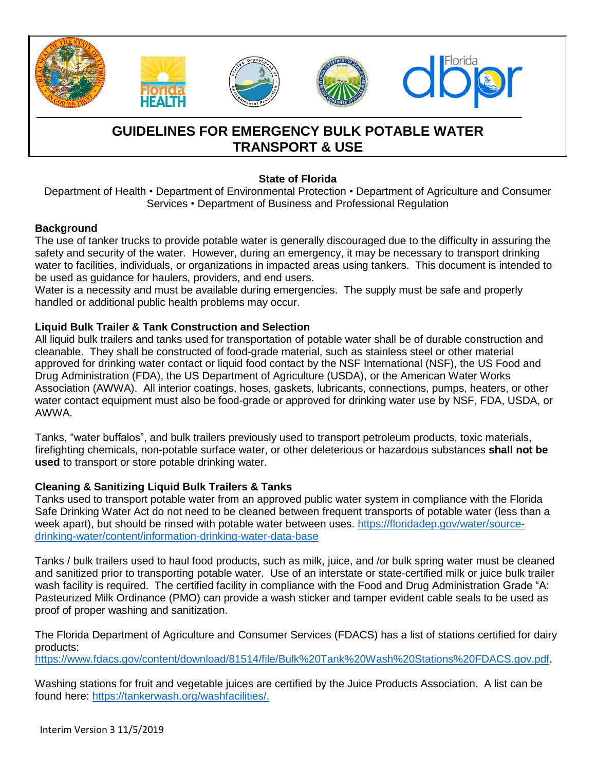# GUIDELINES FOR EMERGENCY BULK POTABLE WATER TRANSPORT & USE

**State of Florida**

Department of Health • Department of Environmental Protection • Department of Agriculture and Consumer Services • Department of Business and Professional Regulation

## Background

The use of tanker trucks to provide potable water is generally discouraged due to the difficulty in assuring the safety and security of the water. However, during an emergency, it may be necessary to transport drinking water to facilities, individuals, or organizations in impacted areas using tankers. This document is intended to be used as guidance for haulers, providers, and end users.

Water is a necessity and must be available during emergencies. The supply must be safe and properly handled or additional public health problems may occur.

## Liquid Bulk Trailer & Tank Construction and Selection

All liquid bulk trailers and tanks used for transportation of potable water shall be of durable construction and cleanable. They shall be constructed of food-grade material, such as stainless steel or other material approved for drinking water contact or liquid food contact by the NSF International (NSF), the US Food and Drug Administration (FDA), the US Department of Agriculture (USDA), or the American Water Works Association (AWWA). All interior coatings, hoses, gaskets, lubricants, connections, pumps, heaters, or other water contact equipment must also be food-grade or approved for drinking water use by NSF, FDA, USDA, or AWWA.

Tanks, "water buffalos", and bulk trailers previously used to transport petroleum products, toxic materials, firefighting chemicals, non-potable surface water, or other deleterious or hazardous substances **shall not be used** to transport or store potable drinking water.

## Cleaning & Sanitizing Liquid Bulk Trailers & Tanks

Tanks used to transport potable water from an approved public water system in compliance with the Florida Safe Drinking Water Act do not need to be cleaned between frequent transports of potable water (less than a week apart), but should be rinsed with potable water between uses. https://floridadep.gov/water/source-drinking-water/content/information-drinking-water-data-base

Tanks / bulk trailers used to haul food products, such as milk, juice, and /or bulk spring water must be cleaned and sanitized prior to transporting potable water. Use of an interstate or state-certified milk or juice bulk trailer wash facility is required. The certified facility in compliance with the Food and Drug Administration Grade "A: Pasteurized Milk Ordinance (PMO) can provide a wash sticker and tamper evident cable seals to be used as proof of proper washing and sanitization.

The Florida Department of Agriculture and Consumer Services (FDACS) has a list of stations certified for dairy products:
https://www.fdacs.gov/content/download/81514/file/Bulk%20Tank%20Wash%20Stations%20FDACS.gov.pdf.

Washing stations for fruit and vegetable juices are certified by the Juice Products Association. A list can be found here: https://tankerwash.org/washfacilities/.

Interim Version 3 11/5/2019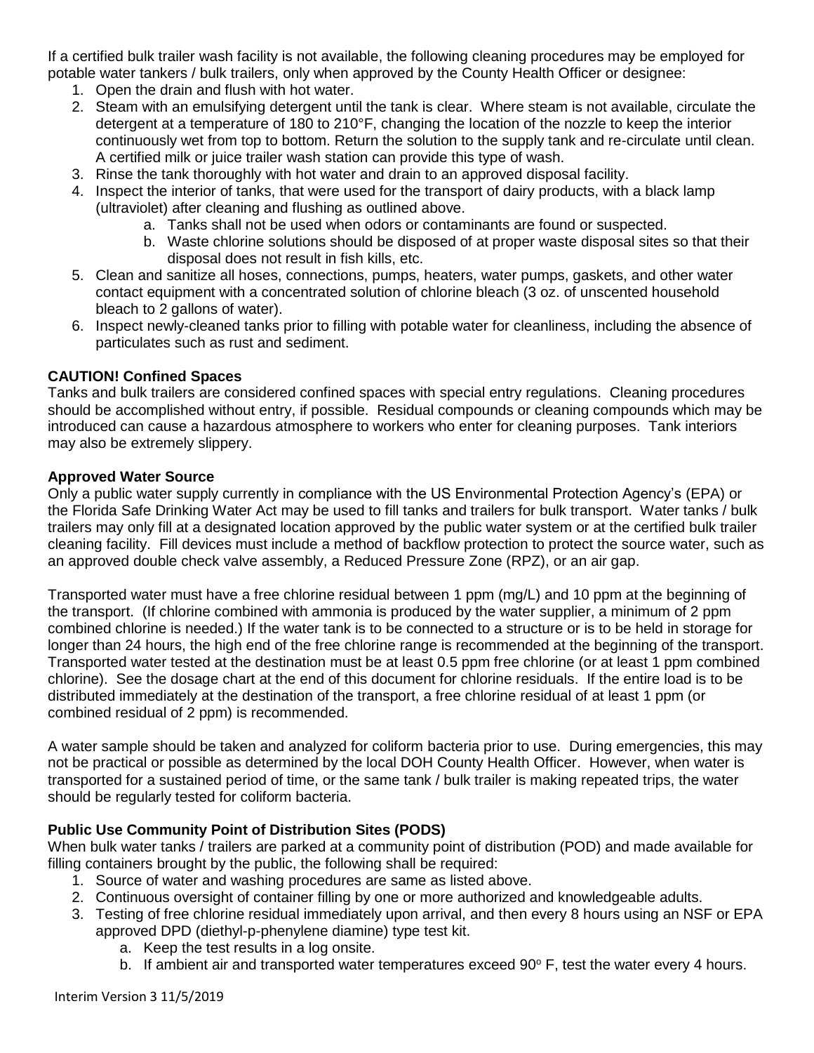If a certified bulk trailer wash facility is not available, the following cleaning procedures may be employed for potable water tankers / bulk trailers, only when approved by the County Health Officer or designee:

1. Open the drain and flush with hot water.
2. Steam with an emulsifying detergent until the tank is clear. Where steam is not available, circulate the detergent at a temperature of 180 to 210°F, changing the location of the nozzle to keep the interior continuously wet from top to bottom. Return the solution to the supply tank and re-circulate until clean. A certified milk or juice trailer wash station can provide this type of wash.
3. Rinse the tank thoroughly with hot water and drain to an approved disposal facility.
4. Inspect the interior of tanks, that were used for the transport of dairy products, with a black lamp (ultraviolet) after cleaning and flushing as outlined above.
    a. Tanks shall not be used when odors or contaminants are found or suspected.
    b. Waste chlorine solutions should be disposed of at proper waste disposal sites so that their disposal does not result in fish kills, etc.
5. Clean and sanitize all hoses, connections, pumps, heaters, water pumps, gaskets, and other water contact equipment with a concentrated solution of chlorine bleach (3 oz. of unscented household bleach to 2 gallons of water).
6. Inspect newly-cleaned tanks prior to filling with potable water for cleanliness, including the absence of particulates such as rust and sediment.

**CAUTION! Confined Spaces**

Tanks and bulk trailers are considered confined spaces with special entry regulations. Cleaning procedures should be accomplished without entry, if possible. Residual compounds or cleaning compounds which may be introduced can cause a hazardous atmosphere to workers who enter for cleaning purposes. Tank interiors may also be extremely slippery.

**Approved Water Source**

Only a public water supply currently in compliance with the US Environmental Protection Agency's (EPA) or the Florida Safe Drinking Water Act may be used to fill tanks and trailers for bulk transport. Water tanks / bulk trailers may only fill at a designated location approved by the public water system or at the certified bulk trailer cleaning facility. Fill devices must include a method of backflow protection to protect the source water, such as an approved double check valve assembly, a Reduced Pressure Zone (RPZ), or an air gap.

Transported water must have a free chlorine residual between 1 ppm (mg/L) and 10 ppm at the beginning of the transport. (If chlorine combined with ammonia is produced by the water supplier, a minimum of 2 ppm combined chlorine is needed.) If the water tank is to be connected to a structure or is to be held in storage for longer than 24 hours, the high end of the free chlorine range is recommended at the beginning of the transport. Transported water tested at the destination must be at least 0.5 ppm free chlorine (or at least 1 ppm combined chlorine). See the dosage chart at the end of this document for chlorine residuals. If the entire load is to be distributed immediately at the destination of the transport, a free chlorine residual of at least 1 ppm (or combined residual of 2 ppm) is recommended.

A water sample should be taken and analyzed for coliform bacteria prior to use. During emergencies, this may not be practical or possible as determined by the local DOH County Health Officer. However, when water is transported for a sustained period of time, or the same tank / bulk trailer is making repeated trips, the water should be regularly tested for coliform bacteria.

**Public Use Community Point of Distribution Sites (PODS)**

When bulk water tanks / trailers are parked at a community point of distribution (POD) and made available for filling containers brought by the public, the following shall be required:

1. Source of water and washing procedures are same as listed above.
2. Continuous oversight of container filling by one or more authorized and knowledgeable adults.
3. Testing of free chlorine residual immediately upon arrival, and then every 8 hours using an NSF or EPA approved DPD (diethyl-p-phenylene diamine) type test kit.
    a. Keep the test results in a log onsite.
    b. If ambient air and transported water temperatures exceed 90° F, test the water every 4 hours.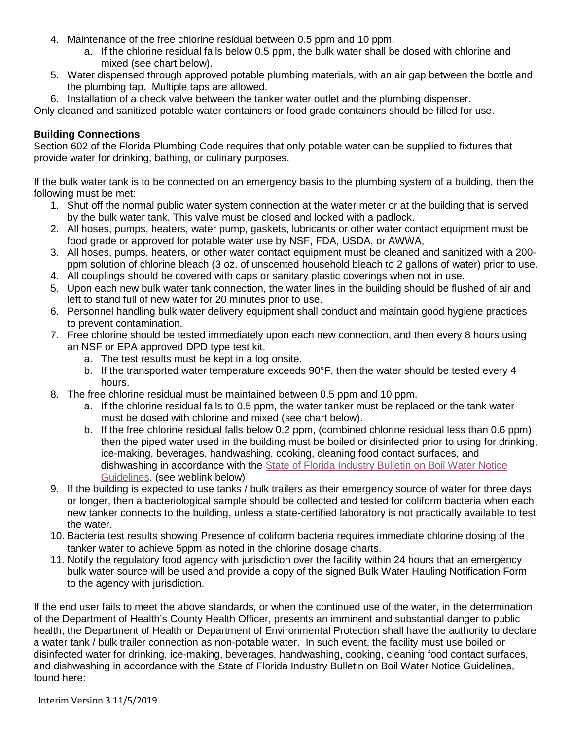4. Maintenance of the free chlorine residual between 0.5 ppm and 10 ppm.
   a. If the chlorine residual falls below 0.5 ppm, the bulk water shall be dosed with chlorine and mixed (see chart below).
5. Water dispensed through approved potable plumbing materials, with an air gap between the bottle and the plumbing tap. Multiple taps are allowed.
6. Installation of a check valve between the tanker water outlet and the plumbing dispenser.

Only cleaned and sanitized potable water containers or food grade containers should be filled for use.

**Building Connections**

Section 602 of the Florida Plumbing Code requires that only potable water can be supplied to fixtures that provide water for drinking, bathing, or culinary purposes.

If the bulk water tank is to be connected on an emergency basis to the plumbing system of a building, then the following must be met:

1. Shut off the normal public water system connection at the water meter or at the building that is served by the bulk water tank. This valve must be closed and locked with a padlock.
2. All hoses, pumps, heaters, water pump, gaskets, lubricants or other water contact equipment must be food grade or approved for potable water use by NSF, FDA, USDA, or AWWA,
3. All hoses, pumps, heaters, or other water contact equipment must be cleaned and sanitized with a 200-ppm solution of chlorine bleach (3 oz. of unscented household bleach to 2 gallons of water) prior to use.
4. All couplings should be covered with caps or sanitary plastic coverings when not in use.
5. Upon each new bulk water tank connection, the water lines in the building should be flushed of air and left to stand full of new water for 20 minutes prior to use.
6. Personnel handling bulk water delivery equipment shall conduct and maintain good hygiene practices to prevent contamination.
7. Free chlorine should be tested immediately upon each new connection, and then every 8 hours using an NSF or EPA approved DPD type test kit.
   a. The test results must be kept in a log onsite.
   b. If the transported water temperature exceeds 90°F, then the water should be tested every 4 hours.
8. The free chlorine residual must be maintained between 0.5 ppm and 10 ppm.
   a. If the chlorine residual falls to 0.5 ppm, the water tanker must be replaced or the tank water must be dosed with chlorine and mixed (see chart below).
   b. If the free chlorine residual falls below 0.2 ppm, (combined chlorine residual less than 0.6 ppm) then the piped water used in the building must be boiled or disinfected prior to using for drinking, ice-making, beverages, handwashing, cooking, cleaning food contact surfaces, and dishwashing in accordance with the State of Florida Industry Bulletin on Boil Water Notice Guidelines. (see weblink below)
9. If the building is expected to use tanks / bulk trailers as their emergency source of water for three days or longer, then a bacteriological sample should be collected and tested for coliform bacteria when each new tanker connects to the building, unless a state-certified laboratory is not practically available to test the water.
10. Bacteria test results showing Presence of coliform bacteria requires immediate chlorine dosing of the tanker water to achieve 5ppm as noted in the chlorine dosage charts.
11. Notify the regulatory food agency with jurisdiction over the facility within 24 hours that an emergency bulk water source will be used and provide a copy of the signed Bulk Water Hauling Notification Form to the agency with jurisdiction.

If the end user fails to meet the above standards, or when the continued use of the water, in the determination of the Department of Health's County Health Officer, presents an imminent and substantial danger to public health, the Department of Health or Department of Environmental Protection shall have the authority to declare a water tank / bulk trailer connection as non-potable water. In such event, the facility must use boiled or disinfected water for drinking, ice-making, beverages, handwashing, cooking, cleaning food contact surfaces, and dishwashing in accordance with the State of Florida Industry Bulletin on Boil Water Notice Guidelines, found here:

Interim Version 3 11/5/2019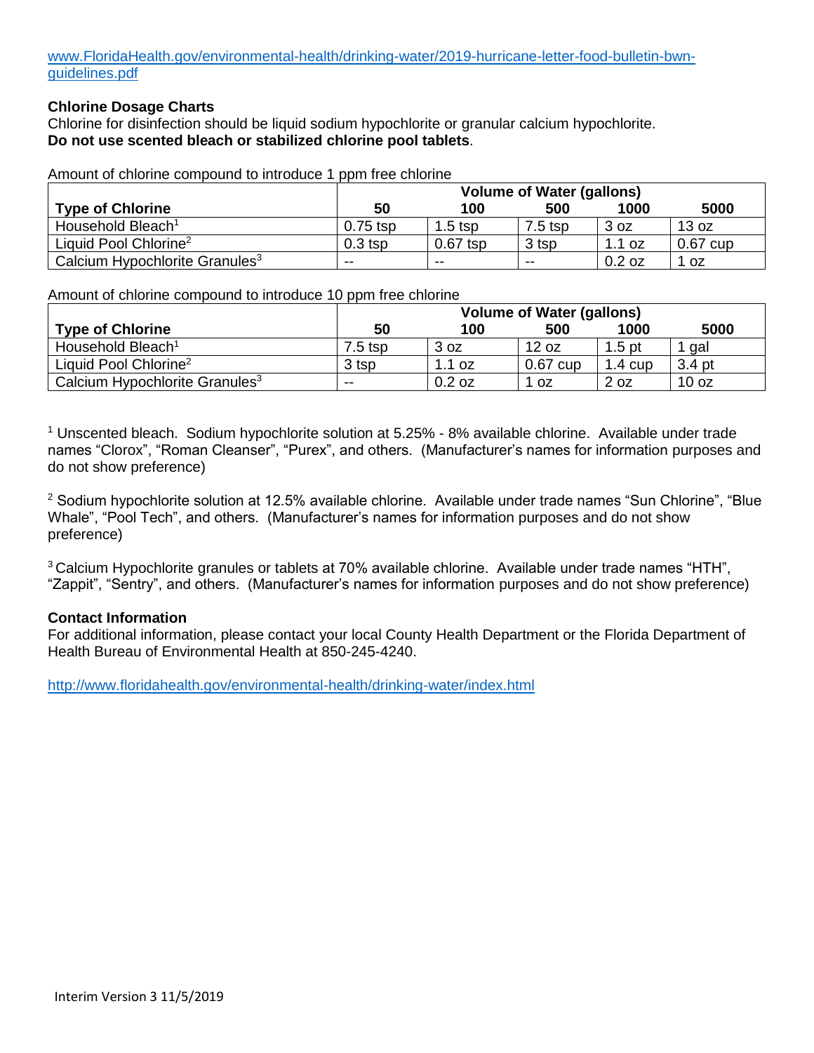[www.FloridaHealth.gov/environmental-health/drinking-water/2019-hurricane-letter-food-bulletin-bwn-guidelines.pdf](www.FloridaHealth.gov/environmental-health/drinking-water/2019-hurricane-letter-food-bulletin-bwn-guidelines.pdf)

**Chlorine Dosage Charts**

Chlorine for disinfection should be liquid sodium hypochlorite or granular calcium hypochlorite.
**Do not use scented bleach or stabilized chlorine pool tablets**.

Amount of chlorine compound to introduce 1 ppm free chlorine

| | Volume of Water (gallons) | | | | |
|---|---|---|---|---|---|
| **Type of Chlorine** | **50** | **100** | **500** | **1000** | **5000** |
| Household Bleach[1] | 0.75 tsp | 1.5 tsp | 7.5 tsp | 3 oz | 13 oz |
| Liquid Pool Chlorine[2] | 0.3 tsp | 0.67 tsp | 3 tsp | 1.1 oz | 0.67 cup |
| Calcium Hypochlorite Granules[3] | -- | -- | -- | 0.2 oz | 1 oz |

Amount of chlorine compound to introduce 10 ppm free chlorine

| | Volume of Water (gallons) | | | | |
|---|---|---|---|---|---|
| **Type of Chlorine** | **50** | **100** | **500** | **1000** | **5000** |
| Household Bleach[1] | 7.5 tsp | 3 oz | 12 oz | 1.5 pt | 1 gal |
| Liquid Pool Chlorine[2] | 3 tsp | 1.1 oz | 0.67 cup | 1.4 cup | 3.4 pt |
| Calcium Hypochlorite Granules[3] | -- | 0.2 oz | 1 oz | 2 oz | 10 oz |

[1] Unscented bleach. Sodium hypochlorite solution at 5.25% - 8% available chlorine. Available under trade names "Clorox", "Roman Cleanser", "Purex", and others. (Manufacturer's names for information purposes and do not show preference)

[2] Sodium hypochlorite solution at 12.5% available chlorine. Available under trade names "Sun Chlorine", "Blue Whale", "Pool Tech", and others. (Manufacturer's names for information purposes and do not show preference)

[3] Calcium Hypochlorite granules or tablets at 70% available chlorine. Available under trade names "HTH", "Zappit", "Sentry", and others. (Manufacturer's names for information purposes and do not show preference)

**Contact Information**

For additional information, please contact your local County Health Department or the Florida Department of Health Bureau of Environmental Health at 850-245-4240.

[http://www.floridahealth.gov/environmental-health/drinking-water/index.html](http://www.floridahealth.gov/environmental-health/drinking-water/index.html)

Interim Version 3 11/5/2019